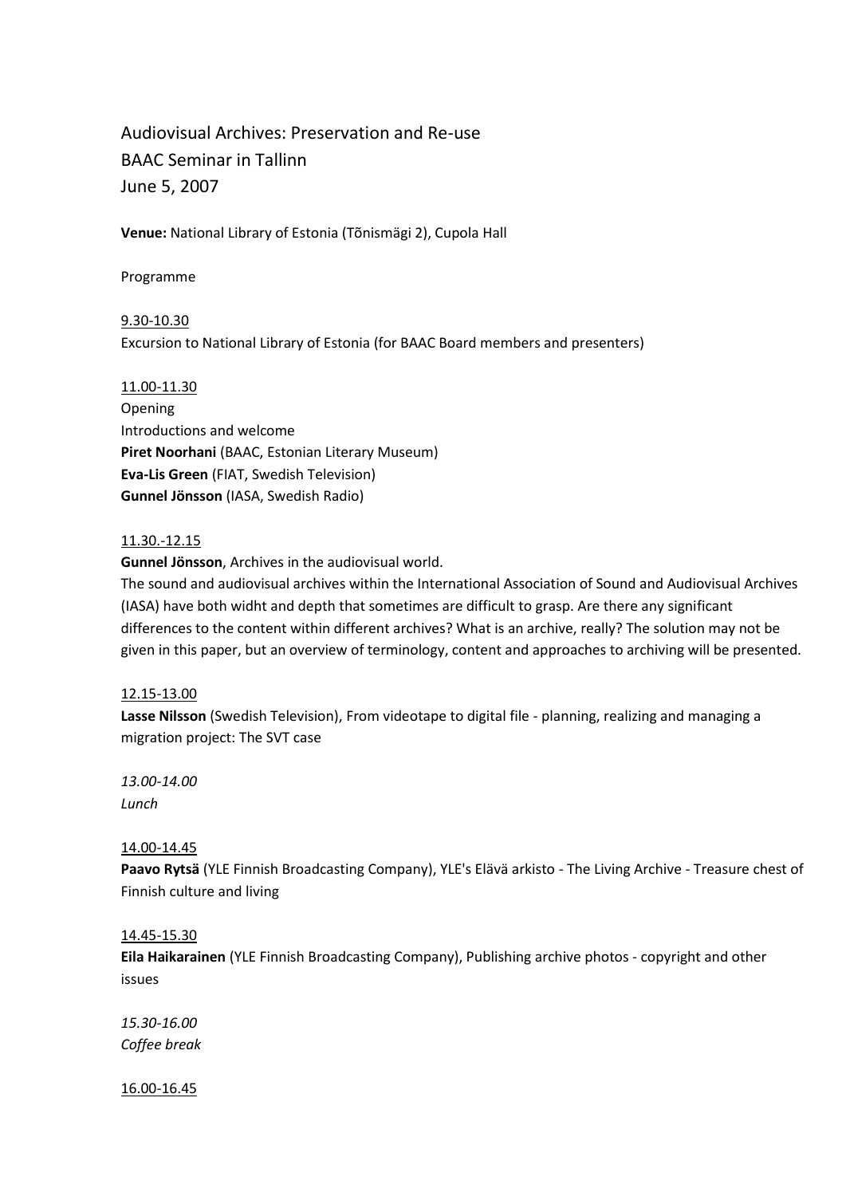# Audiovisual Archives: Preservation and Re-use
## BAAC Seminar in Tallinn
## June 5, 2007

**Venue:** National Library of Estonia (Tõnismägi 2), Cupola Hall

Programme

<u>9.30-10.30</u>
Excursion to National Library of Estonia (for BAAC Board members and presenters)

<u>11.00-11.30</u>
Opening
Introductions and welcome
**Piret Noorhani** (BAAC, Estonian Literary Museum)
**Eva-Lis Green** (FIAT, Swedish Television)
**Gunnel Jönsson** (IASA, Swedish Radio)

<u>11.30.-12.15</u>
**Gunnel Jönsson**, Archives in the audiovisual world.
The sound and audiovisual archives within the International Association of Sound and Audiovisual Archives (IASA) have both widht and depth that sometimes are difficult to grasp. Are there any significant differences to the content within different archives? What is an archive, really? The solution may not be given in this paper, but an overview of terminology, content and approaches to archiving will be presented.

<u>12.15-13.00</u>
**Lasse Nilsson** (Swedish Television), From videotape to digital file - planning, realizing and managing a migration project: The SVT case

*13.00-14.00*
*Lunch*

<u>14.00-14.45</u>
**Paavo Rytsä** (YLE Finnish Broadcasting Company), YLE's Elävä arkisto - The Living Archive - Treasure chest of Finnish culture and living

<u>14.45-15.30</u>
**Eila Haikarainen** (YLE Finnish Broadcasting Company), Publishing archive photos - copyright and other issues

*15.30-16.00*
*Coffee break*

<u>16.00-16.45</u>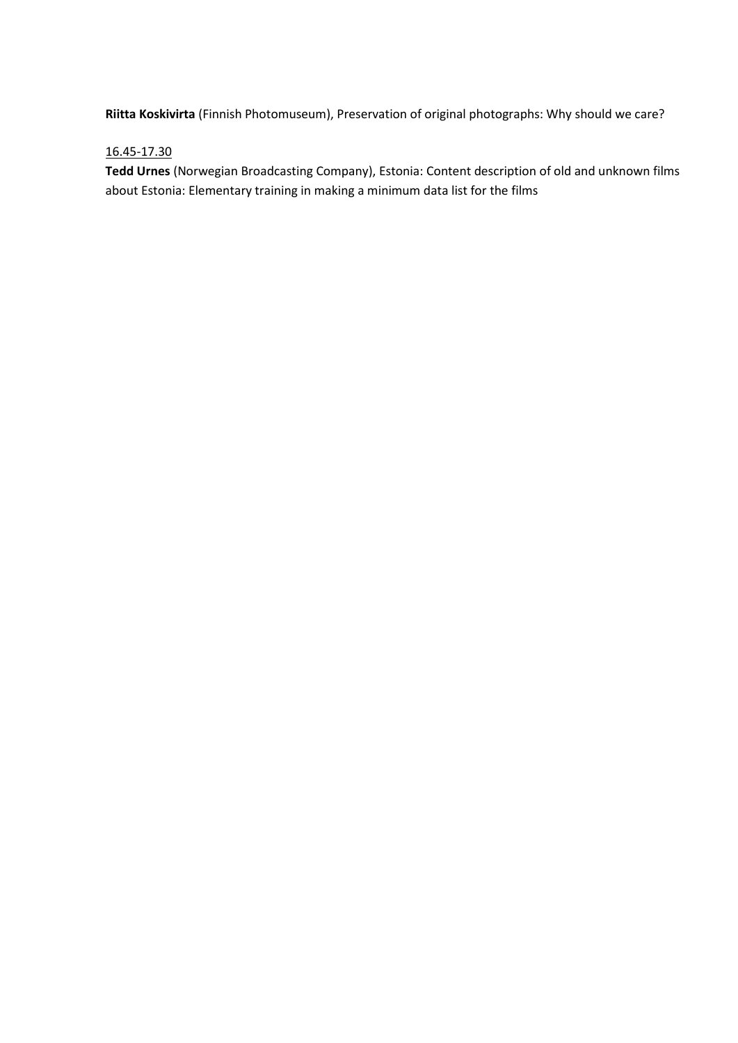**Riitta Koskivirta** (Finnish Photomuseum), Preservation of original photographs: Why should we care?

<u>16.45-17.30</u>
**Tedd Urnes** (Norwegian Broadcasting Company), Estonia: Content description of old and unknown films about Estonia: Elementary training in making a minimum data list for the films